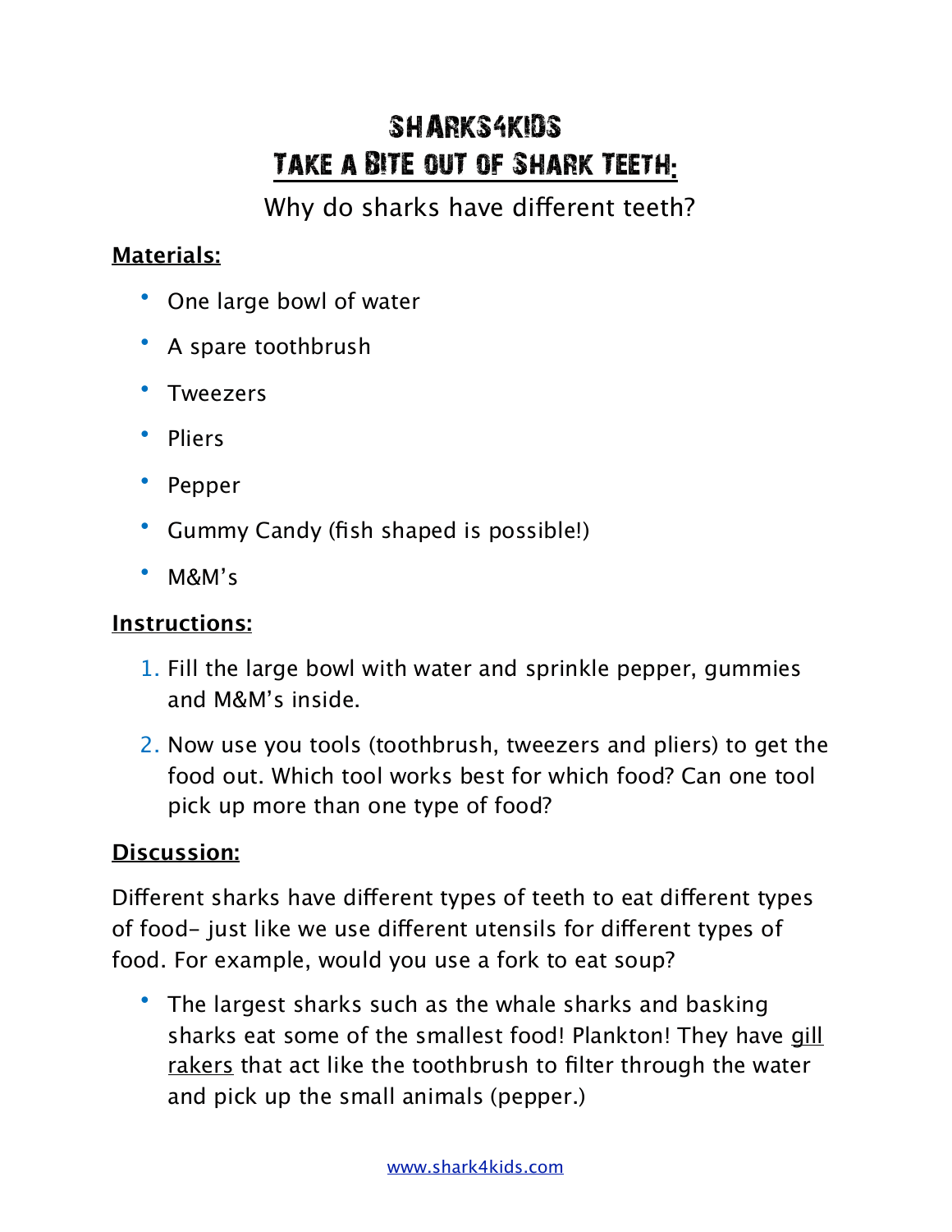# SHARKS4KIDS

## Take a Bite out of Shark Teeth:

Why do sharks have different teeth?

**Materials:**

- One large bowl of water
- A spare toothbrush
- Tweezers
- Pliers
- Pepper
- Gummy Candy (fish shaped is possible!)
- M&M's

**Instructions:**

1. Fill the large bowl with water and sprinkle pepper, gummies and M&M's inside.
2. Now use you tools (toothbrush, tweezers and pliers) to get the food out. Which tool works best for which food? Can one tool pick up more than one type of food?

**Discussion:**

Different sharks have different types of teeth to eat different types of food- just like we use different utensils for different types of food. For example, would you use a fork to eat soup?

- The largest sharks such as the whale sharks and basking sharks eat some of the smallest food! Plankton! They have gill rakers that act like the toothbrush to filter through the water and pick up the small animals (pepper.)

www.shark4kids.com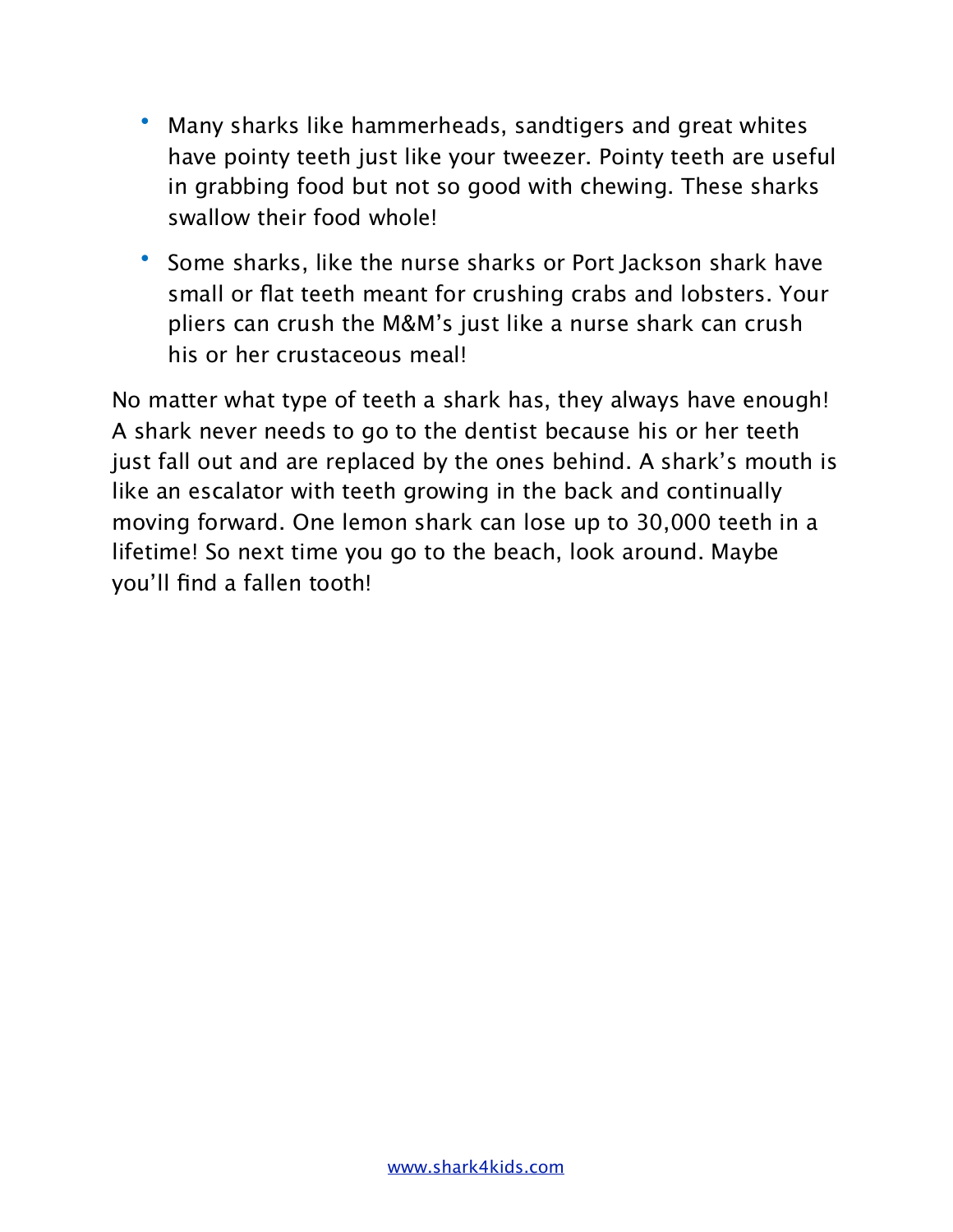- Many sharks like hammerheads, sandtigers and great whites have pointy teeth just like your tweezer. Pointy teeth are useful in grabbing food but not so good with chewing. These sharks swallow their food whole!
- Some sharks, like the nurse sharks or Port Jackson shark have small or flat teeth meant for crushing crabs and lobsters. Your pliers can crush the M&M's just like a nurse shark can crush his or her crustaceous meal!

No matter what type of teeth a shark has, they always have enough! A shark never needs to go to the dentist because his or her teeth just fall out and are replaced by the ones behind. A shark's mouth is like an escalator with teeth growing in the back and continually moving forward. One lemon shark can lose up to 30,000 teeth in a lifetime! So next time you go to the beach, look around. Maybe you'll find a fallen tooth!